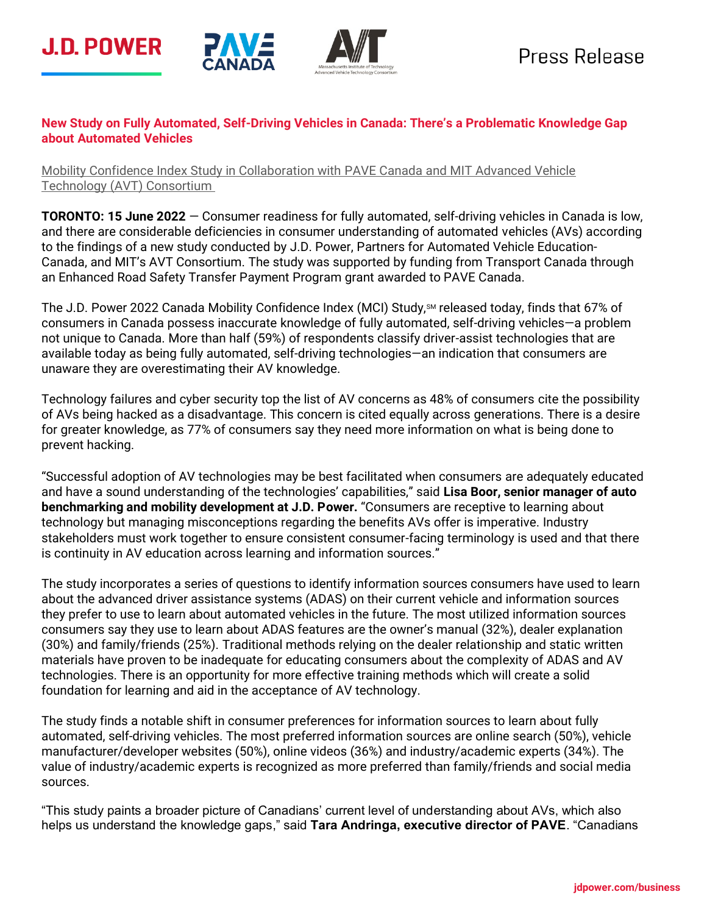Press Release

**New Study on Fully Automated, Self-Driving Vehicles in Canada: There's a Problematic Knowledge Gap about Automated Vehicles**

Mobility Confidence Index Study in Collaboration with PAVE Canada and MIT Advanced Vehicle Technology (AVT) Consortium

**TORONTO: 15 June 2022** — Consumer readiness for fully automated, self-driving vehicles in Canada is low, and there are considerable deficiencies in consumer understanding of automated vehicles (AVs) according to the findings of a new study conducted by J.D. Power, Partners for Automated Vehicle Education-Canada, and MIT's AVT Consortium. The study was supported by funding from Transport Canada through an Enhanced Road Safety Transfer Payment Program grant awarded to PAVE Canada.

The J.D. Power 2022 Canada Mobility Confidence Index (MCI) Study,℠ released today, finds that 67% of consumers in Canada possess inaccurate knowledge of fully automated, self-driving vehicles—a problem not unique to Canada. More than half (59%) of respondents classify driver-assist technologies that are available today as being fully automated, self-driving technologies—an indication that consumers are unaware they are overestimating their AV knowledge.

Technology failures and cyber security top the list of AV concerns as 48% of consumers cite the possibility of AVs being hacked as a disadvantage. This concern is cited equally across generations. There is a desire for greater knowledge, as 77% of consumers say they need more information on what is being done to prevent hacking.

"Successful adoption of AV technologies may be best facilitated when consumers are adequately educated and have a sound understanding of the technologies' capabilities," said **Lisa Boor, senior manager of auto benchmarking and mobility development at J.D. Power.** "Consumers are receptive to learning about technology but managing misconceptions regarding the benefits AVs offer is imperative. Industry stakeholders must work together to ensure consistent consumer-facing terminology is used and that there is continuity in AV education across learning and information sources."

The study incorporates a series of questions to identify information sources consumers have used to learn about the advanced driver assistance systems (ADAS) on their current vehicle and information sources they prefer to use to learn about automated vehicles in the future. The most utilized information sources consumers say they use to learn about ADAS features are the owner's manual (32%), dealer explanation (30%) and family/friends (25%). Traditional methods relying on the dealer relationship and static written materials have proven to be inadequate for educating consumers about the complexity of ADAS and AV technologies. There is an opportunity for more effective training methods which will create a solid foundation for learning and aid in the acceptance of AV technology.

The study finds a notable shift in consumer preferences for information sources to learn about fully automated, self-driving vehicles. The most preferred information sources are online search (50%), vehicle manufacturer/developer websites (50%), online videos (36%) and industry/academic experts (34%). The value of industry/academic experts is recognized as more preferred than family/friends and social media sources.

"This study paints a broader picture of Canadians' current level of understanding about AVs, which also helps us understand the knowledge gaps," said **Tara Andringa, executive director of PAVE**. "Canadians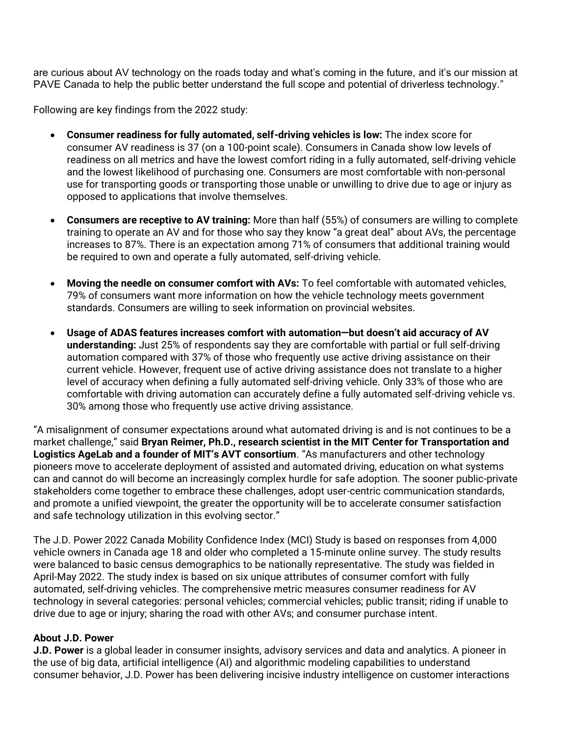are curious about AV technology on the roads today and what's coming in the future, and it's our mission at PAVE Canada to help the public better understand the full scope and potential of driverless technology."

Following are key findings from the 2022 study:

- **Consumer readiness for fully automated, self-driving vehicles is low:** The index score for consumer AV readiness is 37 (on a 100-point scale). Consumers in Canada show low levels of readiness on all metrics and have the lowest comfort riding in a fully automated, self-driving vehicle and the lowest likelihood of purchasing one. Consumers are most comfortable with non-personal use for transporting goods or transporting those unable or unwilling to drive due to age or injury as opposed to applications that involve themselves.

- **Consumers are receptive to AV training:** More than half (55%) of consumers are willing to complete training to operate an AV and for those who say they know "a great deal" about AVs, the percentage increases to 87%. There is an expectation among 71% of consumers that additional training would be required to own and operate a fully automated, self-driving vehicle.

- **Moving the needle on consumer comfort with AVs:** To feel comfortable with automated vehicles, 79% of consumers want more information on how the vehicle technology meets government standards. Consumers are willing to seek information on provincial websites.

- **Usage of ADAS features increases comfort with automation—but doesn't aid accuracy of AV understanding:** Just 25% of respondents say they are comfortable with partial or full self-driving automation compared with 37% of those who frequently use active driving assistance on their current vehicle. However, frequent use of active driving assistance does not translate to a higher level of accuracy when defining a fully automated self-driving vehicle. Only 33% of those who are comfortable with driving automation can accurately define a fully automated self-driving vehicle vs. 30% among those who frequently use active driving assistance.

"A misalignment of consumer expectations around what automated driving is and is not continues to be a market challenge," said **Bryan Reimer, Ph.D., research scientist in the MIT Center for Transportation and Logistics AgeLab and a founder of MIT's AVT consortium**. "As manufacturers and other technology pioneers move to accelerate deployment of assisted and automated driving, education on what systems can and cannot do will become an increasingly complex hurdle for safe adoption. The sooner public-private stakeholders come together to embrace these challenges, adopt user-centric communication standards, and promote a unified viewpoint, the greater the opportunity will be to accelerate consumer satisfaction and safe technology utilization in this evolving sector."

The J.D. Power 2022 Canada Mobility Confidence Index (MCI) Study is based on responses from 4,000 vehicle owners in Canada age 18 and older who completed a 15-minute online survey. The study results were balanced to basic census demographics to be nationally representative. The study was fielded in April-May 2022. The study index is based on six unique attributes of consumer comfort with fully automated, self-driving vehicles. The comprehensive metric measures consumer readiness for AV technology in several categories: personal vehicles; commercial vehicles; public transit; riding if unable to drive due to age or injury; sharing the road with other AVs; and consumer purchase intent.

**About J.D. Power**

**J.D. Power** is a global leader in consumer insights, advisory services and data and analytics. A pioneer in the use of big data, artificial intelligence (AI) and algorithmic modeling capabilities to understand consumer behavior, J.D. Power has been delivering incisive industry intelligence on customer interactions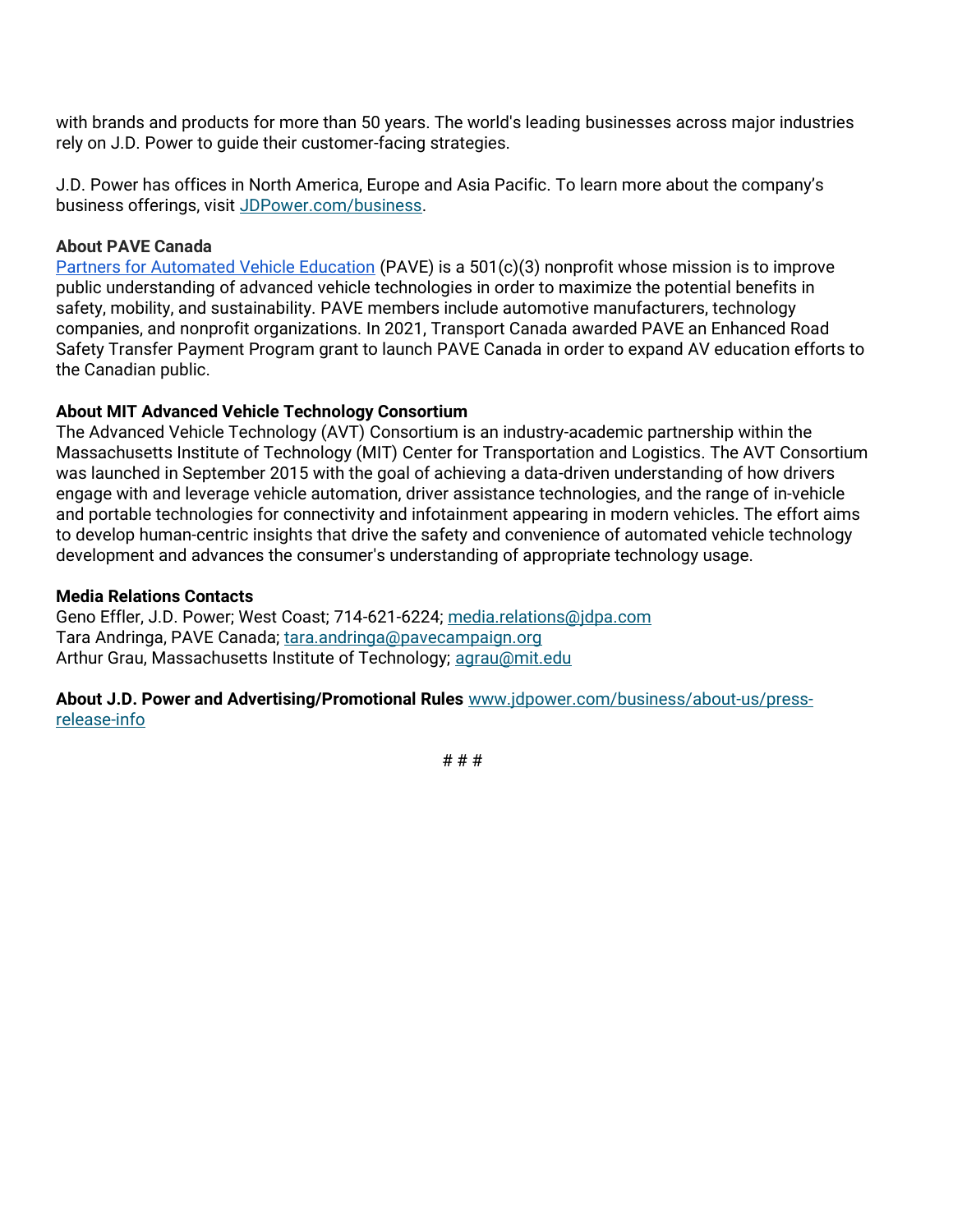with brands and products for more than 50 years. The world's leading businesses across major industries rely on J.D. Power to guide their customer-facing strategies.

J.D. Power has offices in North America, Europe and Asia Pacific. To learn more about the company's business offerings, visit JDPower.com/business.

**About PAVE Canada**

Partners for Automated Vehicle Education (PAVE) is a 501(c)(3) nonprofit whose mission is to improve public understanding of advanced vehicle technologies in order to maximize the potential benefits in safety, mobility, and sustainability. PAVE members include automotive manufacturers, technology companies, and nonprofit organizations. In 2021, Transport Canada awarded PAVE an Enhanced Road Safety Transfer Payment Program grant to launch PAVE Canada in order to expand AV education efforts to the Canadian public.

**About MIT Advanced Vehicle Technology Consortium**

The Advanced Vehicle Technology (AVT) Consortium is an industry-academic partnership within the Massachusetts Institute of Technology (MIT) Center for Transportation and Logistics. The AVT Consortium was launched in September 2015 with the goal of achieving a data-driven understanding of how drivers engage with and leverage vehicle automation, driver assistance technologies, and the range of in-vehicle and portable technologies for connectivity and infotainment appearing in modern vehicles. The effort aims to develop human-centric insights that drive the safety and convenience of automated vehicle technology development and advances the consumer's understanding of appropriate technology usage.

**Media Relations Contacts**

Geno Effler, J.D. Power; West Coast; 714-621-6224; media.relations@jdpa.com
Tara Andringa, PAVE Canada; tara.andringa@pavecampaign.org
Arthur Grau, Massachusetts Institute of Technology; agrau@mit.edu

**About J.D. Power and Advertising/Promotional Rules** www.jdpower.com/business/about-us/press-release-info

# # #